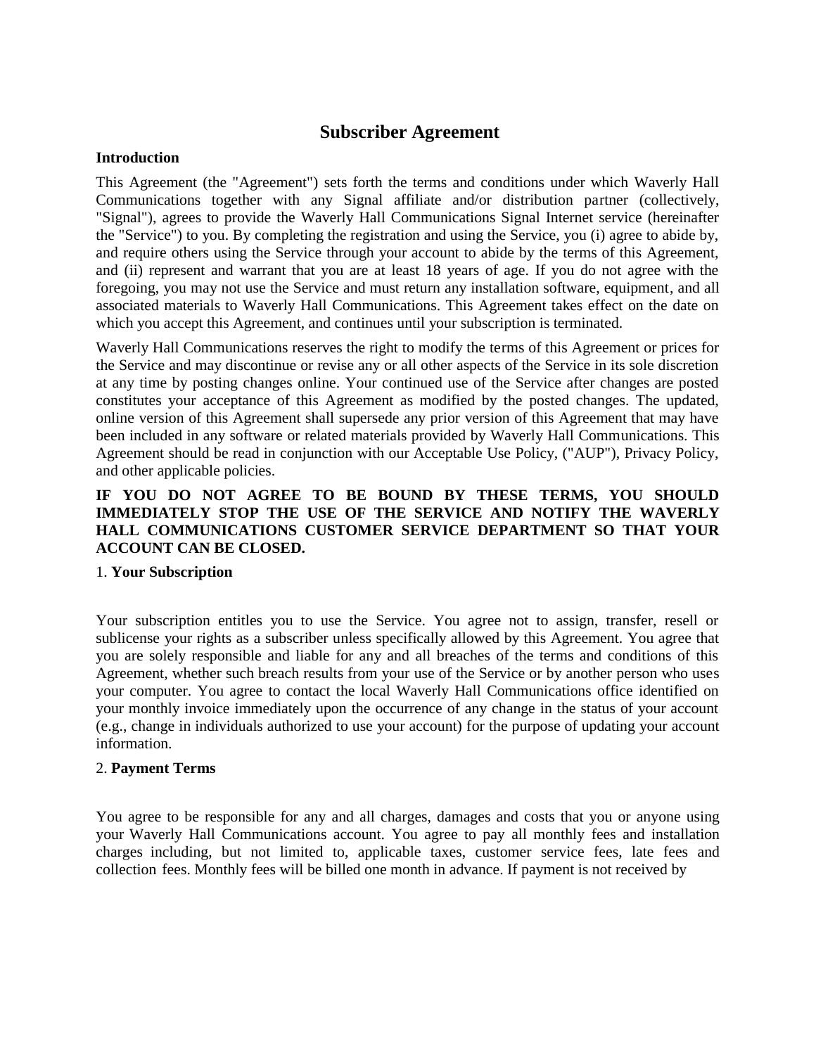# Subscriber Agreement

**Introduction**

This Agreement (the "Agreement") sets forth the terms and conditions under which Waverly Hall Communications together with any Signal affiliate and/or distribution partner (collectively, "Signal"), agrees to provide the Waverly Hall Communications Signal Internet service (hereinafter the "Service") to you. By completing the registration and using the Service, you (i) agree to abide by, and require others using the Service through your account to abide by the terms of this Agreement, and (ii) represent and warrant that you are at least 18 years of age. If you do not agree with the foregoing, you may not use the Service and must return any installation software, equipment, and all associated materials to Waverly Hall Communications. This Agreement takes effect on the date on which you accept this Agreement, and continues until your subscription is terminated.

Waverly Hall Communications reserves the right to modify the terms of this Agreement or prices for the Service and may discontinue or revise any or all other aspects of the Service in its sole discretion at any time by posting changes online. Your continued use of the Service after changes are posted constitutes your acceptance of this Agreement as modified by the posted changes. The updated, online version of this Agreement shall supersede any prior version of this Agreement that may have been included in any software or related materials provided by Waverly Hall Communications. This Agreement should be read in conjunction with our Acceptable Use Policy, ("AUP"), Privacy Policy, and other applicable policies.

**IF YOU DO NOT AGREE TO BE BOUND BY THESE TERMS, YOU SHOULD IMMEDIATELY STOP THE USE OF THE SERVICE AND NOTIFY THE WAVERLY HALL COMMUNICATIONS CUSTOMER SERVICE DEPARTMENT SO THAT YOUR ACCOUNT CAN BE CLOSED.**

1. **Your Subscription**

Your subscription entitles you to use the Service. You agree not to assign, transfer, resell or sublicense your rights as a subscriber unless specifically allowed by this Agreement. You agree that you are solely responsible and liable for any and all breaches of the terms and conditions of this Agreement, whether such breach results from your use of the Service or by another person who uses your computer. You agree to contact the local Waverly Hall Communications office identified on your monthly invoice immediately upon the occurrence of any change in the status of your account (e.g., change in individuals authorized to use your account) for the purpose of updating your account information.

2. **Payment Terms**

You agree to be responsible for any and all charges, damages and costs that you or anyone using your Waverly Hall Communications account. You agree to pay all monthly fees and installation charges including, but not limited to, applicable taxes, customer service fees, late fees and collection fees. Monthly fees will be billed one month in advance. If payment is not received by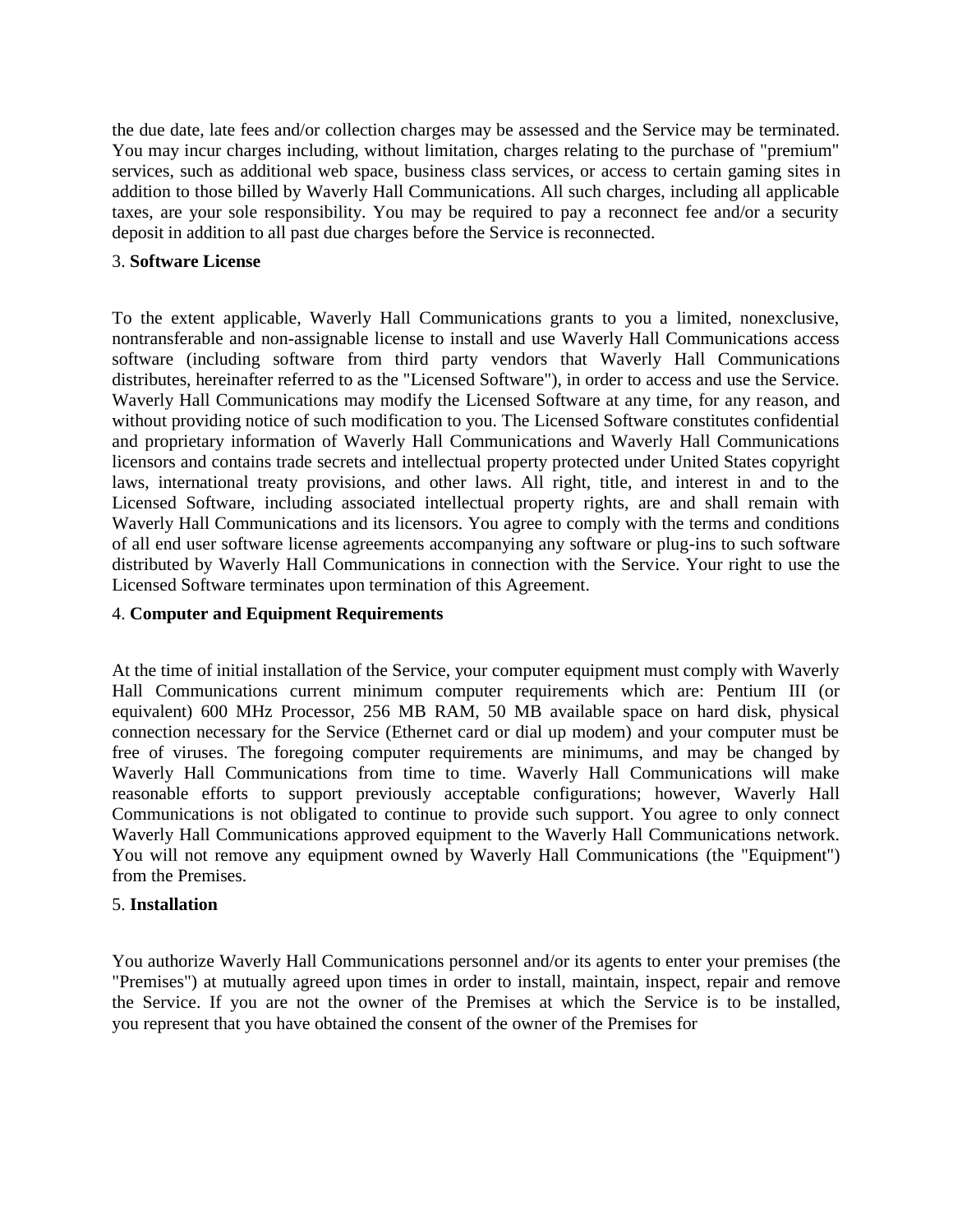the due date, late fees and/or collection charges may be assessed and the Service may be terminated. You may incur charges including, without limitation, charges relating to the purchase of "premium" services, such as additional web space, business class services, or access to certain gaming sites in addition to those billed by Waverly Hall Communications. All such charges, including all applicable taxes, are your sole responsibility. You may be required to pay a reconnect fee and/or a security deposit in addition to all past due charges before the Service is reconnected.

3. **Software License**

To the extent applicable, Waverly Hall Communications grants to you a limited, nonexclusive, nontransferable and non-assignable license to install and use Waverly Hall Communications access software (including software from third party vendors that Waverly Hall Communications distributes, hereinafter referred to as the "Licensed Software"), in order to access and use the Service. Waverly Hall Communications may modify the Licensed Software at any time, for any reason, and without providing notice of such modification to you. The Licensed Software constitutes confidential and proprietary information of Waverly Hall Communications and Waverly Hall Communications licensors and contains trade secrets and intellectual property protected under United States copyright laws, international treaty provisions, and other laws. All right, title, and interest in and to the Licensed Software, including associated intellectual property rights, are and shall remain with Waverly Hall Communications and its licensors. You agree to comply with the terms and conditions of all end user software license agreements accompanying any software or plug-ins to such software distributed by Waverly Hall Communications in connection with the Service. Your right to use the Licensed Software terminates upon termination of this Agreement.

4. **Computer and Equipment Requirements**

At the time of initial installation of the Service, your computer equipment must comply with Waverly Hall Communications current minimum computer requirements which are: Pentium III (or equivalent) 600 MHz Processor, 256 MB RAM, 50 MB available space on hard disk, physical connection necessary for the Service (Ethernet card or dial up modem) and your computer must be free of viruses. The foregoing computer requirements are minimums, and may be changed by Waverly Hall Communications from time to time. Waverly Hall Communications will make reasonable efforts to support previously acceptable configurations; however, Waverly Hall Communications is not obligated to continue to provide such support. You agree to only connect Waverly Hall Communications approved equipment to the Waverly Hall Communications network. You will not remove any equipment owned by Waverly Hall Communications (the "Equipment") from the Premises.

5. **Installation**

You authorize Waverly Hall Communications personnel and/or its agents to enter your premises (the "Premises") at mutually agreed upon times in order to install, maintain, inspect, repair and remove the Service. If you are not the owner of the Premises at which the Service is to be installed, you represent that you have obtained the consent of the owner of the Premises for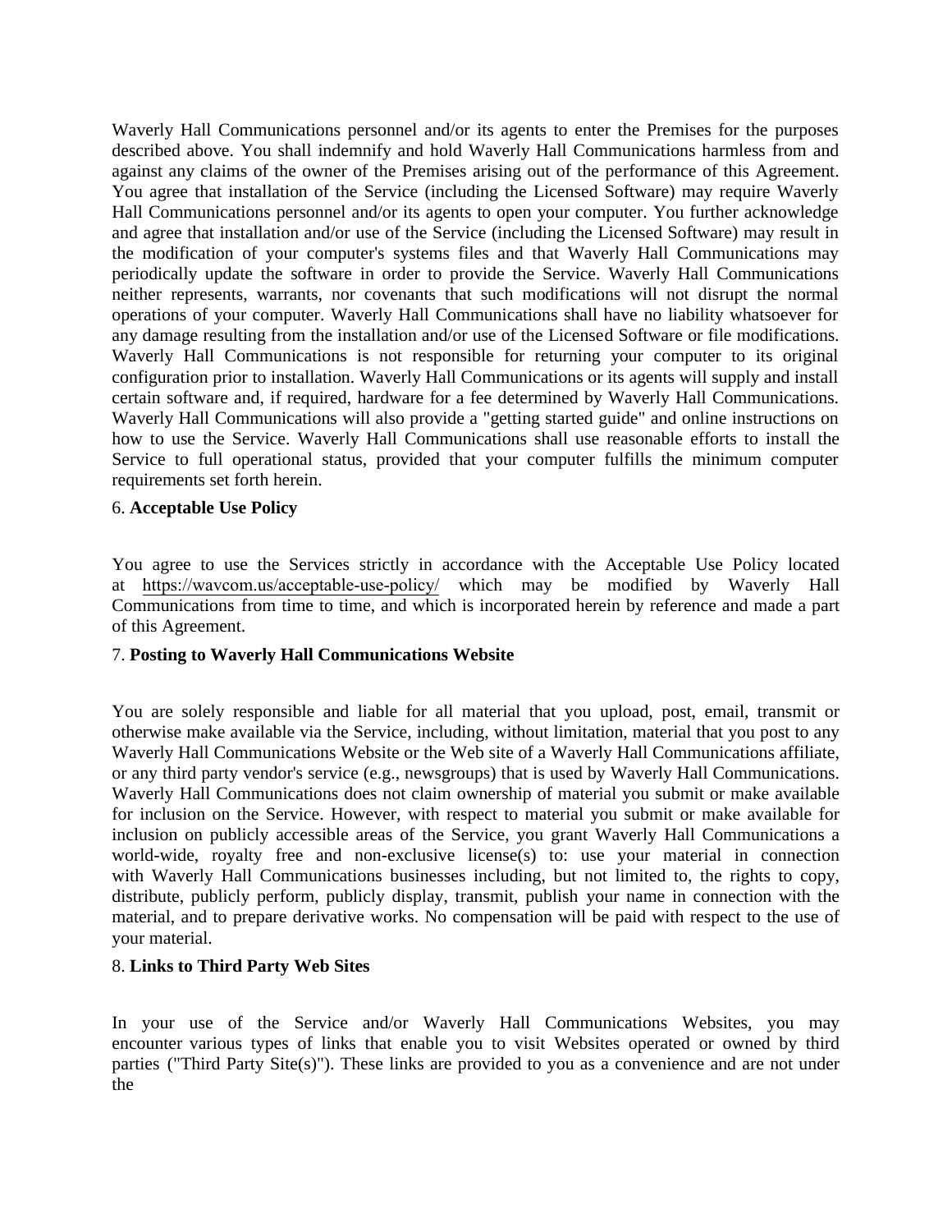Waverly Hall Communications personnel and/or its agents to enter the Premises for the purposes described above. You shall indemnify and hold Waverly Hall Communications harmless from and against any claims of the owner of the Premises arising out of the performance of this Agreement. You agree that installation of the Service (including the Licensed Software) may require Waverly Hall Communications personnel and/or its agents to open your computer. You further acknowledge and agree that installation and/or use of the Service (including the Licensed Software) may result in the modification of your computer's systems files and that Waverly Hall Communications may periodically update the software in order to provide the Service. Waverly Hall Communications neither represents, warrants, nor covenants that such modifications will not disrupt the normal operations of your computer. Waverly Hall Communications shall have no liability whatsoever for any damage resulting from the installation and/or use of the Licensed Software or file modifications. Waverly Hall Communications is not responsible for returning your computer to its original configuration prior to installation. Waverly Hall Communications or its agents will supply and install certain software and, if required, hardware for a fee determined by Waverly Hall Communications. Waverly Hall Communications will also provide a "getting started guide" and online instructions on how to use the Service. Waverly Hall Communications shall use reasonable efforts to install the Service to full operational status, provided that your computer fulfills the minimum computer requirements set forth herein.

6. **Acceptable Use Policy**

You agree to use the Services strictly in accordance with the Acceptable Use Policy located at https://wavcom.us/acceptable-use-policy/ which may be modified by Waverly Hall Communications from time to time, and which is incorporated herein by reference and made a part of this Agreement.

7. **Posting to Waverly Hall Communications Website**

You are solely responsible and liable for all material that you upload, post, email, transmit or otherwise make available via the Service, including, without limitation, material that you post to any Waverly Hall Communications Website or the Web site of a Waverly Hall Communications affiliate, or any third party vendor's service (e.g., newsgroups) that is used by Waverly Hall Communications. Waverly Hall Communications does not claim ownership of material you submit or make available for inclusion on the Service. However, with respect to material you submit or make available for inclusion on publicly accessible areas of the Service, you grant Waverly Hall Communications a world-wide, royalty free and non-exclusive license(s) to: use your material in connection with Waverly Hall Communications businesses including, but not limited to, the rights to copy, distribute, publicly perform, publicly display, transmit, publish your name in connection with the material, and to prepare derivative works. No compensation will be paid with respect to the use of your material.

8. **Links to Third Party Web Sites**

In your use of the Service and/or Waverly Hall Communications Websites, you may encounter various types of links that enable you to visit Websites operated or owned by third parties ("Third Party Site(s)"). These links are provided to you as a convenience and are not under the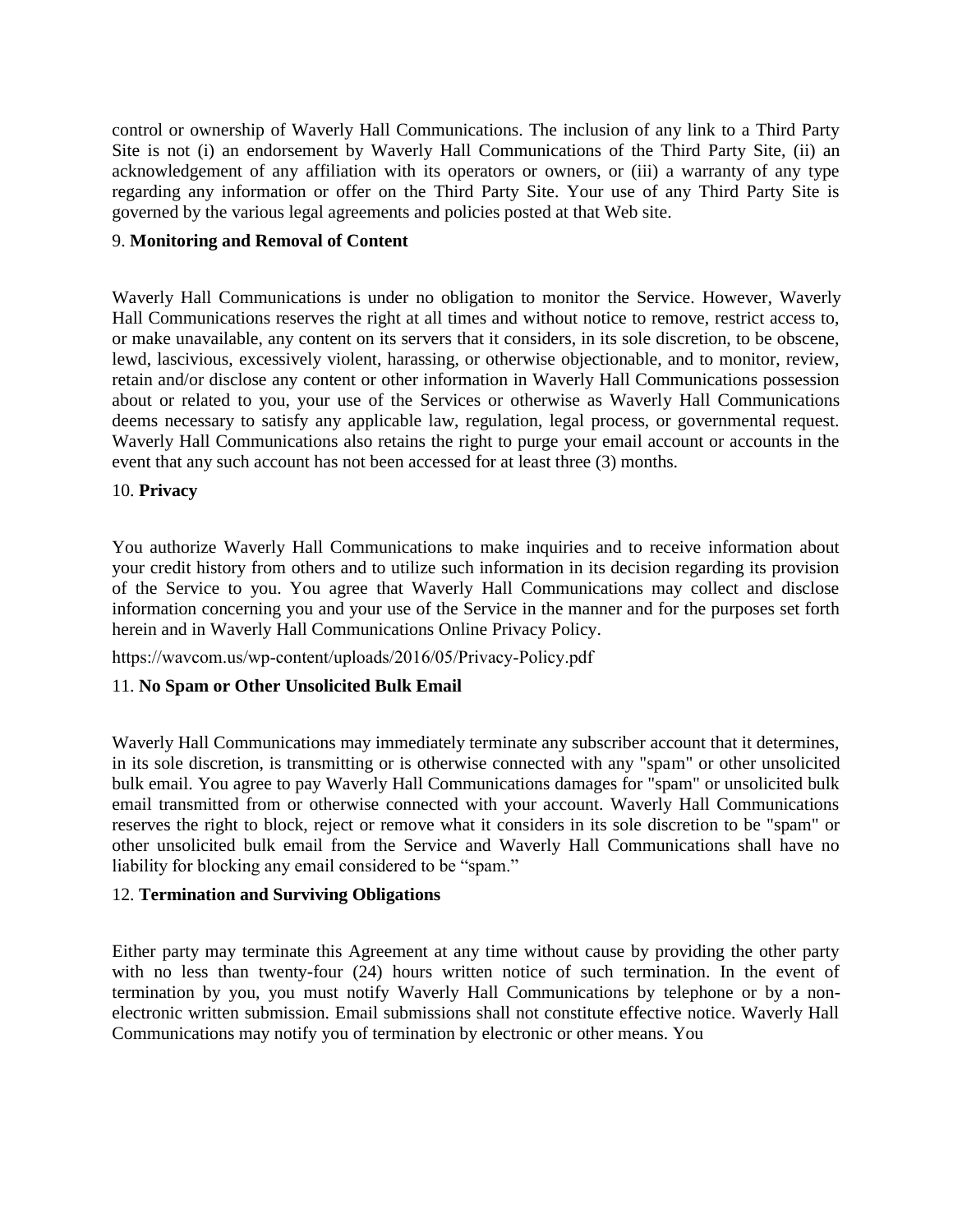control or ownership of Waverly Hall Communications. The inclusion of any link to a Third Party Site is not (i) an endorsement by Waverly Hall Communications of the Third Party Site, (ii) an acknowledgement of any affiliation with its operators or owners, or (iii) a warranty of any type regarding any information or offer on the Third Party Site. Your use of any Third Party Site is governed by the various legal agreements and policies posted at that Web site.

9. **Monitoring and Removal of Content**

Waverly Hall Communications is under no obligation to monitor the Service. However, Waverly Hall Communications reserves the right at all times and without notice to remove, restrict access to, or make unavailable, any content on its servers that it considers, in its sole discretion, to be obscene, lewd, lascivious, excessively violent, harassing, or otherwise objectionable, and to monitor, review, retain and/or disclose any content or other information in Waverly Hall Communications possession about or related to you, your use of the Services or otherwise as Waverly Hall Communications deems necessary to satisfy any applicable law, regulation, legal process, or governmental request. Waverly Hall Communications also retains the right to purge your email account or accounts in the event that any such account has not been accessed for at least three (3) months.

10. **Privacy**

You authorize Waverly Hall Communications to make inquiries and to receive information about your credit history from others and to utilize such information in its decision regarding its provision of the Service to you. You agree that Waverly Hall Communications may collect and disclose information concerning you and your use of the Service in the manner and for the purposes set forth herein and in Waverly Hall Communications Online Privacy Policy.

https://wavcom.us/wp-content/uploads/2016/05/Privacy-Policy.pdf

11. **No Spam or Other Unsolicited Bulk Email**

Waverly Hall Communications may immediately terminate any subscriber account that it determines, in its sole discretion, is transmitting or is otherwise connected with any "spam" or other unsolicited bulk email. You agree to pay Waverly Hall Communications damages for "spam" or unsolicited bulk email transmitted from or otherwise connected with your account. Waverly Hall Communications reserves the right to block, reject or remove what it considers in its sole discretion to be "spam" or other unsolicited bulk email from the Service and Waverly Hall Communications shall have no liability for blocking any email considered to be "spam."

12. **Termination and Surviving Obligations**

Either party may terminate this Agreement at any time without cause by providing the other party with no less than twenty-four (24) hours written notice of such termination. In the event of termination by you, you must notify Waverly Hall Communications by telephone or by a non-electronic written submission. Email submissions shall not constitute effective notice. Waverly Hall Communications may notify you of termination by electronic or other means. You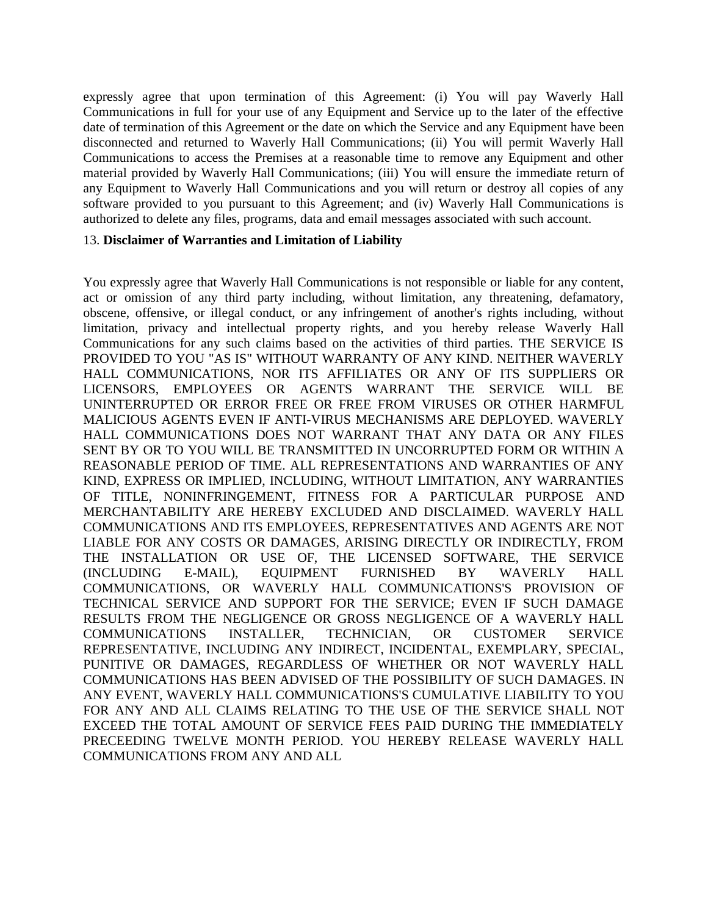expressly agree that upon termination of this Agreement: (i) You will pay Waverly Hall Communications in full for your use of any Equipment and Service up to the later of the effective date of termination of this Agreement or the date on which the Service and any Equipment have been disconnected and returned to Waverly Hall Communications; (ii) You will permit Waverly Hall Communications to access the Premises at a reasonable time to remove any Equipment and other material provided by Waverly Hall Communications; (iii) You will ensure the immediate return of any Equipment to Waverly Hall Communications and you will return or destroy all copies of any software provided to you pursuant to this Agreement; and (iv) Waverly Hall Communications is authorized to delete any files, programs, data and email messages associated with such account.

13. **Disclaimer of Warranties and Limitation of Liability**

You expressly agree that Waverly Hall Communications is not responsible or liable for any content, act or omission of any third party including, without limitation, any threatening, defamatory, obscene, offensive, or illegal conduct, or any infringement of another's rights including, without limitation, privacy and intellectual property rights, and you hereby release Waverly Hall Communications for any such claims based on the activities of third parties. THE SERVICE IS PROVIDED TO YOU "AS IS" WITHOUT WARRANTY OF ANY KIND. NEITHER WAVERLY HALL COMMUNICATIONS, NOR ITS AFFILIATES OR ANY OF ITS SUPPLIERS OR LICENSORS, EMPLOYEES OR AGENTS WARRANT THE SERVICE WILL BE UNINTERRUPTED OR ERROR FREE OR FREE FROM VIRUSES OR OTHER HARMFUL MALICIOUS AGENTS EVEN IF ANTI-VIRUS MECHANISMS ARE DEPLOYED. WAVERLY HALL COMMUNICATIONS DOES NOT WARRANT THAT ANY DATA OR ANY FILES SENT BY OR TO YOU WILL BE TRANSMITTED IN UNCORRUPTED FORM OR WITHIN A REASONABLE PERIOD OF TIME. ALL REPRESENTATIONS AND WARRANTIES OF ANY KIND, EXPRESS OR IMPLIED, INCLUDING, WITHOUT LIMITATION, ANY WARRANTIES OF TITLE, NONINFRINGEMENT, FITNESS FOR A PARTICULAR PURPOSE AND MERCHANTABILITY ARE HEREBY EXCLUDED AND DISCLAIMED. WAVERLY HALL COMMUNICATIONS AND ITS EMPLOYEES, REPRESENTATIVES AND AGENTS ARE NOT LIABLE FOR ANY COSTS OR DAMAGES, ARISING DIRECTLY OR INDIRECTLY, FROM THE INSTALLATION OR USE OF, THE LICENSED SOFTWARE, THE SERVICE (INCLUDING E-MAIL), EQUIPMENT FURNISHED BY WAVERLY HALL COMMUNICATIONS, OR WAVERLY HALL COMMUNICATIONS'S PROVISION OF TECHNICAL SERVICE AND SUPPORT FOR THE SERVICE; EVEN IF SUCH DAMAGE RESULTS FROM THE NEGLIGENCE OR GROSS NEGLIGENCE OF A WAVERLY HALL COMMUNICATIONS INSTALLER, TECHNICIAN, OR CUSTOMER SERVICE REPRESENTATIVE, INCLUDING ANY INDIRECT, INCIDENTAL, EXEMPLARY, SPECIAL, PUNITIVE OR DAMAGES, REGARDLESS OF WHETHER OR NOT WAVERLY HALL COMMUNICATIONS HAS BEEN ADVISED OF THE POSSIBILITY OF SUCH DAMAGES. IN ANY EVENT, WAVERLY HALL COMMUNICATIONS'S CUMULATIVE LIABILITY TO YOU FOR ANY AND ALL CLAIMS RELATING TO THE USE OF THE SERVICE SHALL NOT EXCEED THE TOTAL AMOUNT OF SERVICE FEES PAID DURING THE IMMEDIATELY PRECEEDING TWELVE MONTH PERIOD. YOU HEREBY RELEASE WAVERLY HALL COMMUNICATIONS FROM ANY AND ALL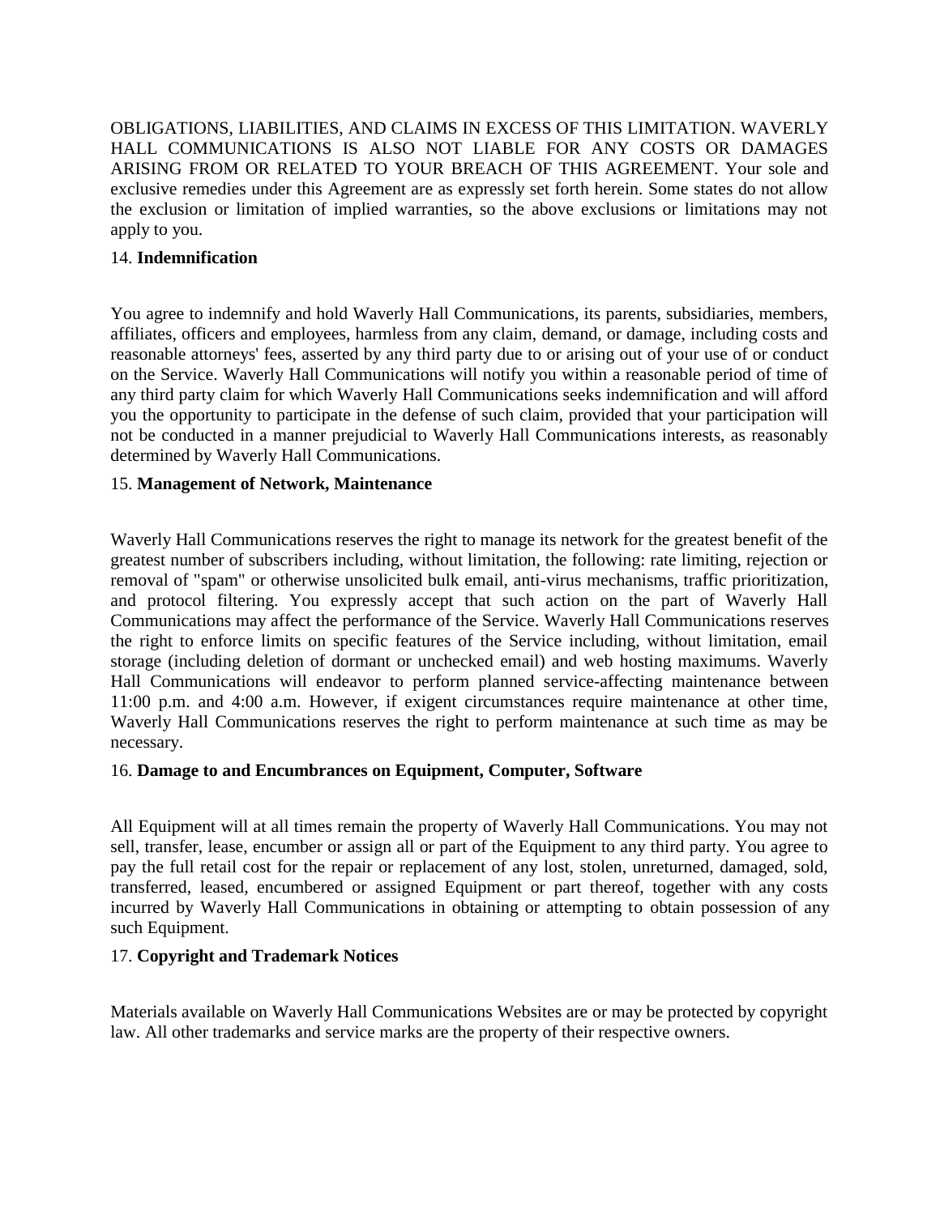OBLIGATIONS, LIABILITIES, AND CLAIMS IN EXCESS OF THIS LIMITATION. WAVERLY HALL COMMUNICATIONS IS ALSO NOT LIABLE FOR ANY COSTS OR DAMAGES ARISING FROM OR RELATED TO YOUR BREACH OF THIS AGREEMENT. Your sole and exclusive remedies under this Agreement are as expressly set forth herein. Some states do not allow the exclusion or limitation of implied warranties, so the above exclusions or limitations may not apply to you.

14. **Indemnification**

You agree to indemnify and hold Waverly Hall Communications, its parents, subsidiaries, members, affiliates, officers and employees, harmless from any claim, demand, or damage, including costs and reasonable attorneys' fees, asserted by any third party due to or arising out of your use of or conduct on the Service. Waverly Hall Communications will notify you within a reasonable period of time of any third party claim for which Waverly Hall Communications seeks indemnification and will afford you the opportunity to participate in the defense of such claim, provided that your participation will not be conducted in a manner prejudicial to Waverly Hall Communications interests, as reasonably determined by Waverly Hall Communications.

15. **Management of Network, Maintenance**

Waverly Hall Communications reserves the right to manage its network for the greatest benefit of the greatest number of subscribers including, without limitation, the following: rate limiting, rejection or removal of "spam" or otherwise unsolicited bulk email, anti-virus mechanisms, traffic prioritization, and protocol filtering. You expressly accept that such action on the part of Waverly Hall Communications may affect the performance of the Service. Waverly Hall Communications reserves the right to enforce limits on specific features of the Service including, without limitation, email storage (including deletion of dormant or unchecked email) and web hosting maximums. Waverly Hall Communications will endeavor to perform planned service-affecting maintenance between 11:00 p.m. and 4:00 a.m. However, if exigent circumstances require maintenance at other time, Waverly Hall Communications reserves the right to perform maintenance at such time as may be necessary.

16. **Damage to and Encumbrances on Equipment, Computer, Software**

All Equipment will at all times remain the property of Waverly Hall Communications. You may not sell, transfer, lease, encumber or assign all or part of the Equipment to any third party. You agree to pay the full retail cost for the repair or replacement of any lost, stolen, unreturned, damaged, sold, transferred, leased, encumbered or assigned Equipment or part thereof, together with any costs incurred by Waverly Hall Communications in obtaining or attempting to obtain possession of any such Equipment.

17. **Copyright and Trademark Notices**

Materials available on Waverly Hall Communications Websites are or may be protected by copyright law. All other trademarks and service marks are the property of their respective owners.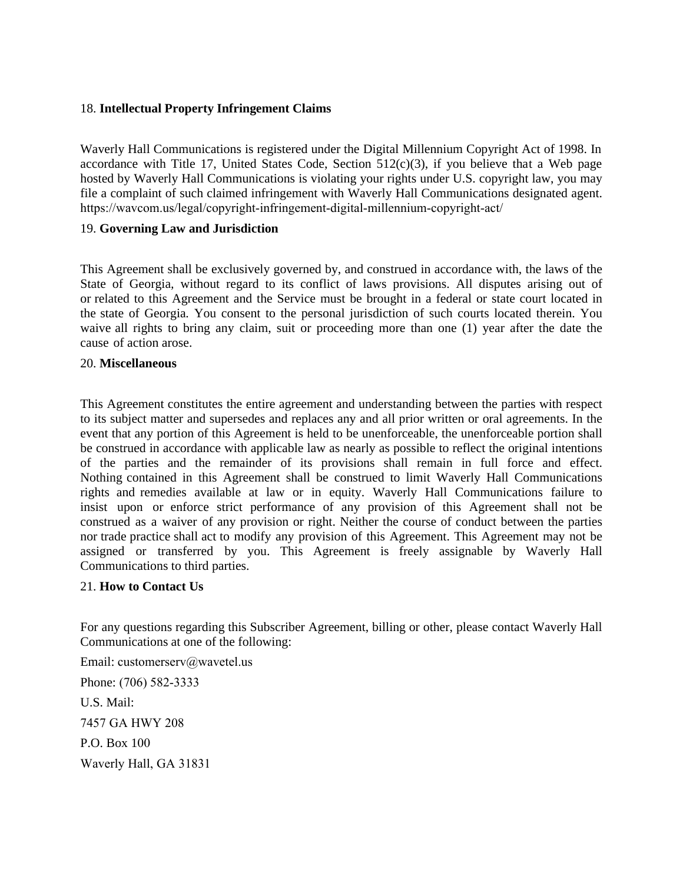18. **Intellectual Property Infringement Claims**

Waverly Hall Communications is registered under the Digital Millennium Copyright Act of 1998. In accordance with Title 17, United States Code, Section 512(c)(3), if you believe that a Web page hosted by Waverly Hall Communications is violating your rights under U.S. copyright law, you may file a complaint of such claimed infringement with Waverly Hall Communications designated agent. https://wavcom.us/legal/copyright-infringement-digital-millennium-copyright-act/

19. **Governing Law and Jurisdiction**

This Agreement shall be exclusively governed by, and construed in accordance with, the laws of the State of Georgia, without regard to its conflict of laws provisions. All disputes arising out of or related to this Agreement and the Service must be brought in a federal or state court located in the state of Georgia. You consent to the personal jurisdiction of such courts located therein. You waive all rights to bring any claim, suit or proceeding more than one (1) year after the date the cause of action arose.

20. **Miscellaneous**

This Agreement constitutes the entire agreement and understanding between the parties with respect to its subject matter and supersedes and replaces any and all prior written or oral agreements. In the event that any portion of this Agreement is held to be unenforceable, the unenforceable portion shall be construed in accordance with applicable law as nearly as possible to reflect the original intentions of the parties and the remainder of its provisions shall remain in full force and effect. Nothing contained in this Agreement shall be construed to limit Waverly Hall Communications rights and remedies available at law or in equity. Waverly Hall Communications failure to insist upon or enforce strict performance of any provision of this Agreement shall not be construed as a waiver of any provision or right. Neither the course of conduct between the parties nor trade practice shall act to modify any provision of this Agreement. This Agreement may not be assigned or transferred by you. This Agreement is freely assignable by Waverly Hall Communications to third parties.

21. **How to Contact Us**

For any questions regarding this Subscriber Agreement, billing or other, please contact Waverly Hall Communications at one of the following:

Email: customerserv@wavetel.us

Phone: (706) 582-3333

U.S. Mail:

7457 GA HWY 208

P.O. Box 100

Waverly Hall, GA 31831